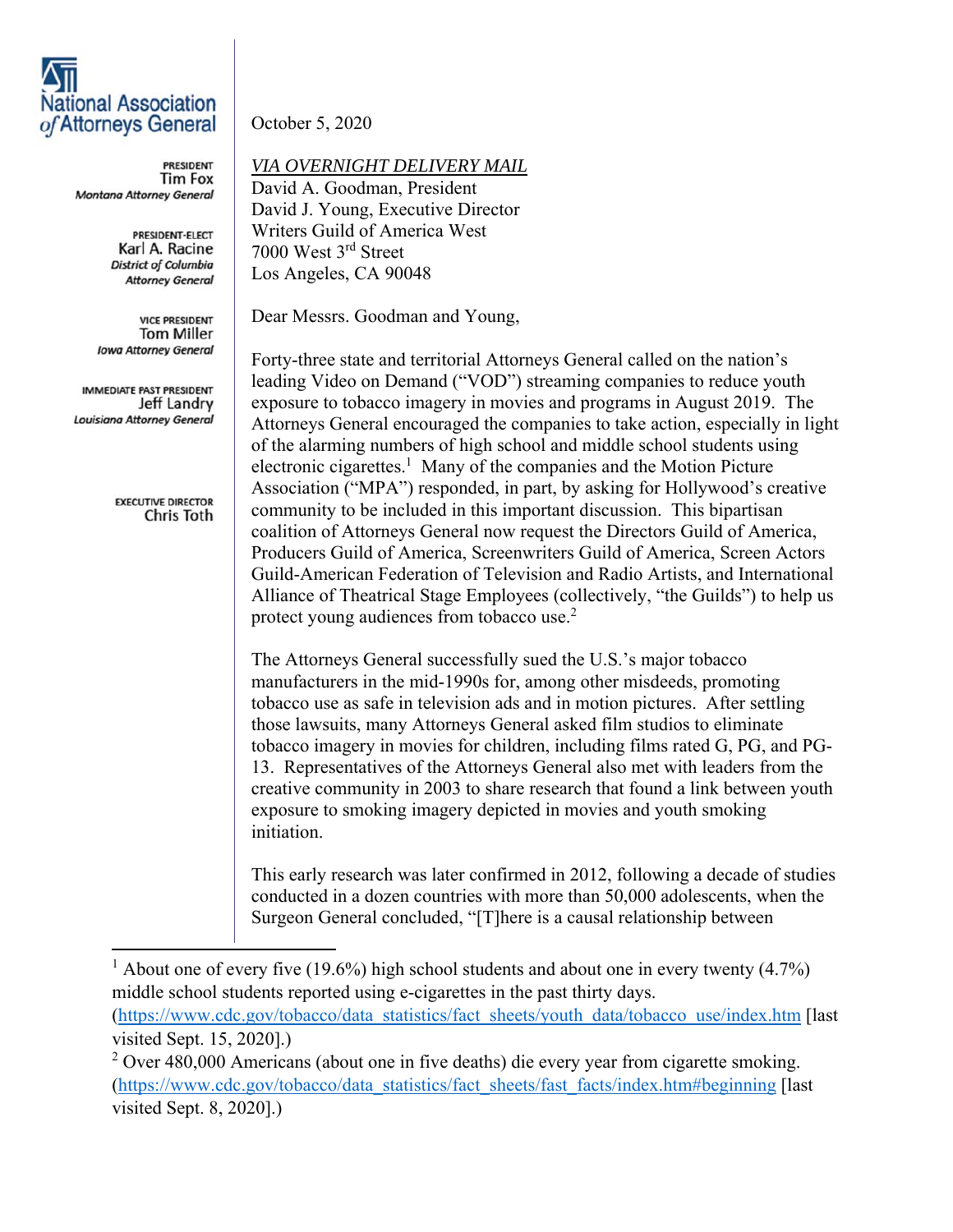**National Association of Attorneys General**

PRESIDENT
Tim Fox
*Montana Attorney General*

PRESIDENT-ELECT
Karl A. Racine
*District of Columbia Attorney General*

VICE PRESIDENT
Tom Miller
*Iowa Attorney General*

IMMEDIATE PAST PRESIDENT
Jeff Landry
*Louisiana Attorney General*

EXECUTIVE DIRECTOR
Chris Toth

October 5, 2020

*VIA OVERNIGHT DELIVERY MAIL*
David A. Goodman, President
David J. Young, Executive Director
Writers Guild of America West
7000 West 3rd Street
Los Angeles, CA 90048

Dear Messrs. Goodman and Young,

Forty-three state and territorial Attorneys General called on the nation's leading Video on Demand ("VOD") streaming companies to reduce youth exposure to tobacco imagery in movies and programs in August 2019. The Attorneys General encouraged the companies to take action, especially in light of the alarming numbers of high school and middle school students using electronic cigarettes.[1] Many of the companies and the Motion Picture Association ("MPA") responded, in part, by asking for Hollywood's creative community to be included in this important discussion. This bipartisan coalition of Attorneys General now request the Directors Guild of America, Producers Guild of America, Screenwriters Guild of America, Screen Actors Guild-American Federation of Television and Radio Artists, and International Alliance of Theatrical Stage Employees (collectively, "the Guilds") to help us protect young audiences from tobacco use.[2]

The Attorneys General successfully sued the U.S.'s major tobacco manufacturers in the mid-1990s for, among other misdeeds, promoting tobacco use as safe in television ads and in motion pictures. After settling those lawsuits, many Attorneys General asked film studios to eliminate tobacco imagery in movies for children, including films rated G, PG, and PG-13. Representatives of the Attorneys General also met with leaders from the creative community in 2003 to share research that found a link between youth exposure to smoking imagery depicted in movies and youth smoking initiation.

This early research was later confirmed in 2012, following a decade of studies conducted in a dozen countries with more than 50,000 adolescents, when the Surgeon General concluded, "[T]here is a causal relationship between

---

[1] About one of every five (19.6%) high school students and about one in every twenty (4.7%) middle school students reported using e-cigarettes in the past thirty days. (https://www.cdc.gov/tobacco/data_statistics/fact_sheets/youth_data/tobacco_use/index.htm [last visited Sept. 15, 2020].)

[2] Over 480,000 Americans (about one in five deaths) die every year from cigarette smoking. (https://www.cdc.gov/tobacco/data_statistics/fact_sheets/fast_facts/index.htm#beginning [last visited Sept. 8, 2020].)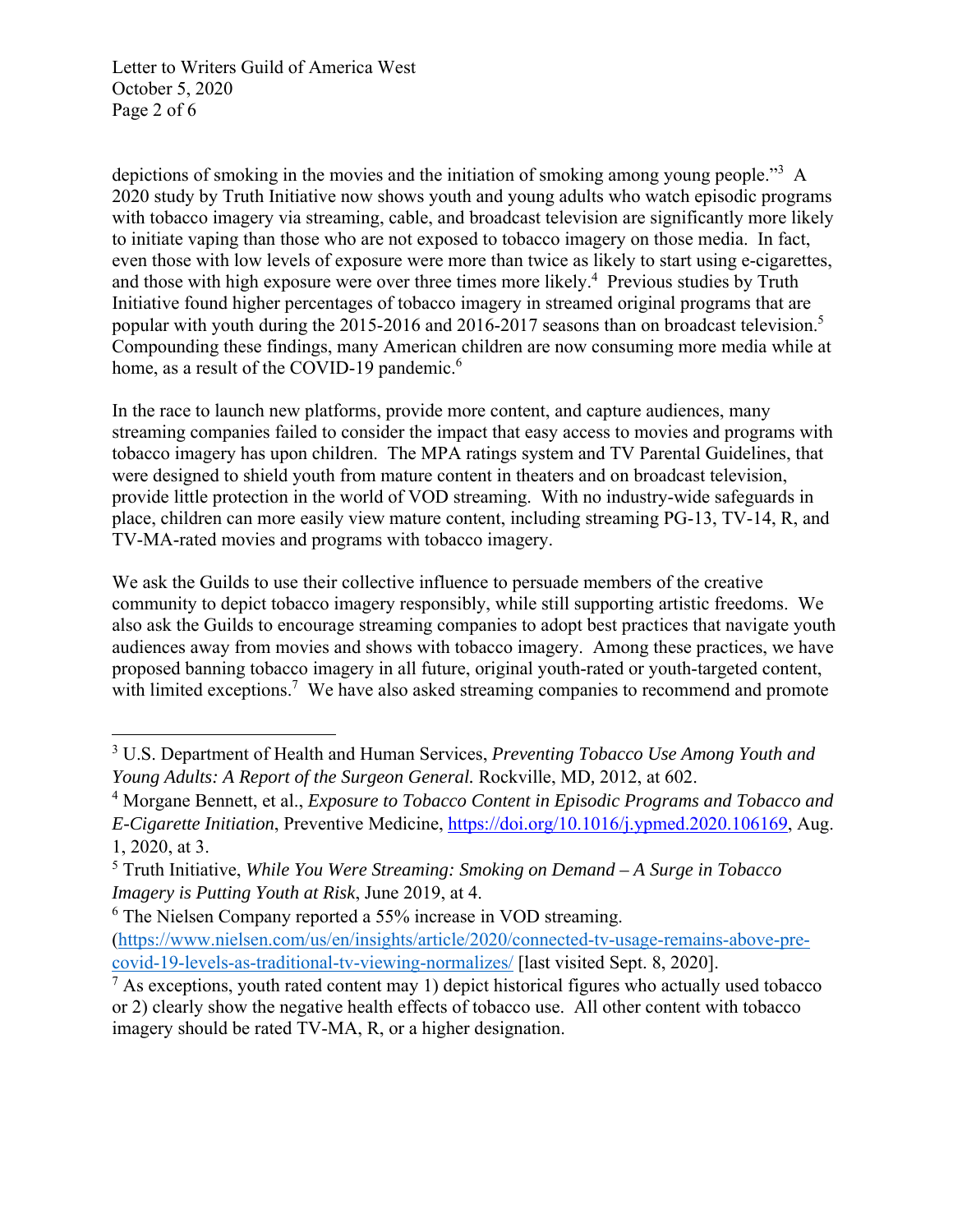depictions of smoking in the movies and the initiation of smoking among young people."[3] A 2020 study by Truth Initiative now shows youth and young adults who watch episodic programs with tobacco imagery via streaming, cable, and broadcast television are significantly more likely to initiate vaping than those who are not exposed to tobacco imagery on those media. In fact, even those with low levels of exposure were more than twice as likely to start using e-cigarettes, and those with high exposure were over three times more likely.[4] Previous studies by Truth Initiative found higher percentages of tobacco imagery in streamed original programs that are popular with youth during the 2015-2016 and 2016-2017 seasons than on broadcast television.[5] Compounding these findings, many American children are now consuming more media while at home, as a result of the COVID-19 pandemic.[6]

In the race to launch new platforms, provide more content, and capture audiences, many streaming companies failed to consider the impact that easy access to movies and programs with tobacco imagery has upon children. The MPA ratings system and TV Parental Guidelines, that were designed to shield youth from mature content in theaters and on broadcast television, provide little protection in the world of VOD streaming. With no industry-wide safeguards in place, children can more easily view mature content, including streaming PG-13, TV-14, R, and TV-MA-rated movies and programs with tobacco imagery.

We ask the Guilds to use their collective influence to persuade members of the creative community to depict tobacco imagery responsibly, while still supporting artistic freedoms. We also ask the Guilds to encourage streaming companies to adopt best practices that navigate youth audiences away from movies and shows with tobacco imagery. Among these practices, we have proposed banning tobacco imagery in all future, original youth-rated or youth-targeted content, with limited exceptions.[7] We have also asked streaming companies to recommend and promote

---

[3] U.S. Department of Health and Human Services, *Preventing Tobacco Use Among Youth and Young Adults: A Report of the Surgeon General.* Rockville, MD, 2012, at 602.

[4] Morgane Bennett, et al., *Exposure to Tobacco Content in Episodic Programs and Tobacco and E-Cigarette Initiation*, Preventive Medicine, https://doi.org/10.1016/j.ypmed.2020.106169, Aug. 1, 2020, at 3.

[5] Truth Initiative, *While You Were Streaming: Smoking on Demand – A Surge in Tobacco Imagery is Putting Youth at Risk*, June 2019, at 4.

[6] The Nielsen Company reported a 55% increase in VOD streaming. (https://www.nielsen.com/us/en/insights/article/2020/connected-tv-usage-remains-above-pre-covid-19-levels-as-traditional-tv-viewing-normalizes/ [last visited Sept. 8, 2020].

[7] As exceptions, youth rated content may 1) depict historical figures who actually used tobacco or 2) clearly show the negative health effects of tobacco use. All other content with tobacco imagery should be rated TV-MA, R, or a higher designation.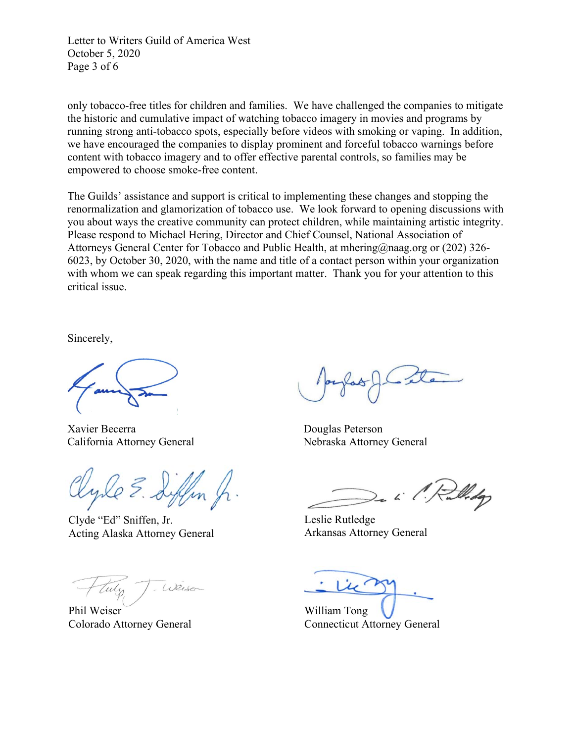only tobacco-free titles for children and families. We have challenged the companies to mitigate the historic and cumulative impact of watching tobacco imagery in movies and programs by running strong anti-tobacco spots, especially before videos with smoking or vaping. In addition, we have encouraged the companies to display prominent and forceful tobacco warnings before content with tobacco imagery and to offer effective parental controls, so families may be empowered to choose smoke-free content.

The Guilds' assistance and support is critical to implementing these changes and stopping the renormalization and glamorization of tobacco use. We look forward to opening discussions with you about ways the creative community can protect children, while maintaining artistic integrity. Please respond to Michael Hering, Director and Chief Counsel, National Association of Attorneys General Center for Tobacco and Public Health, at mhering@naag.org or (202) 326-6023, by October 30, 2020, with the name and title of a contact person within your organization with whom we can speak regarding this important matter. Thank you for your attention to this critical issue.

Sincerely,

Xavier Becerra
California Attorney General

Douglas Peterson
Nebraska Attorney General

Clyde "Ed" Sniffen, Jr.
Acting Alaska Attorney General

Leslie Rutledge
Arkansas Attorney General

Phil Weiser
Colorado Attorney General

William Tong
Connecticut Attorney General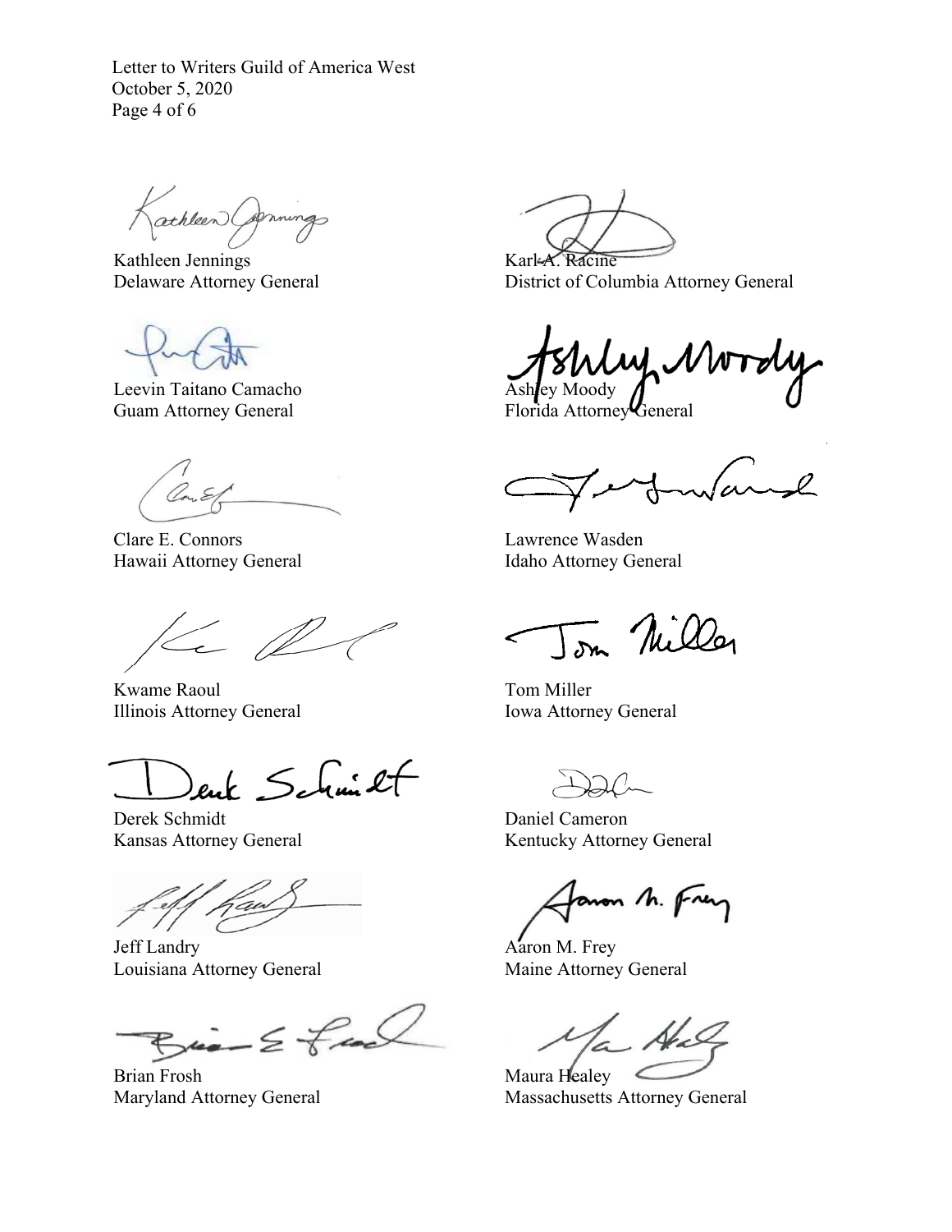Kathleen Jennings
Delaware Attorney General

Karl A. Racine
District of Columbia Attorney General

Leevin Taitano Camacho
Guam Attorney General

Ashley Moody
Florida Attorney General

Clare E. Connors
Hawaii Attorney General

Lawrence Wasden
Idaho Attorney General

Kwame Raoul
Illinois Attorney General

Tom Miller
Iowa Attorney General

Derek Schmidt
Kansas Attorney General

Daniel Cameron
Kentucky Attorney General

Jeff Landry
Louisiana Attorney General

Aaron M. Frey
Maine Attorney General

Brian Frosh
Maryland Attorney General

Maura Healey
Massachusetts Attorney General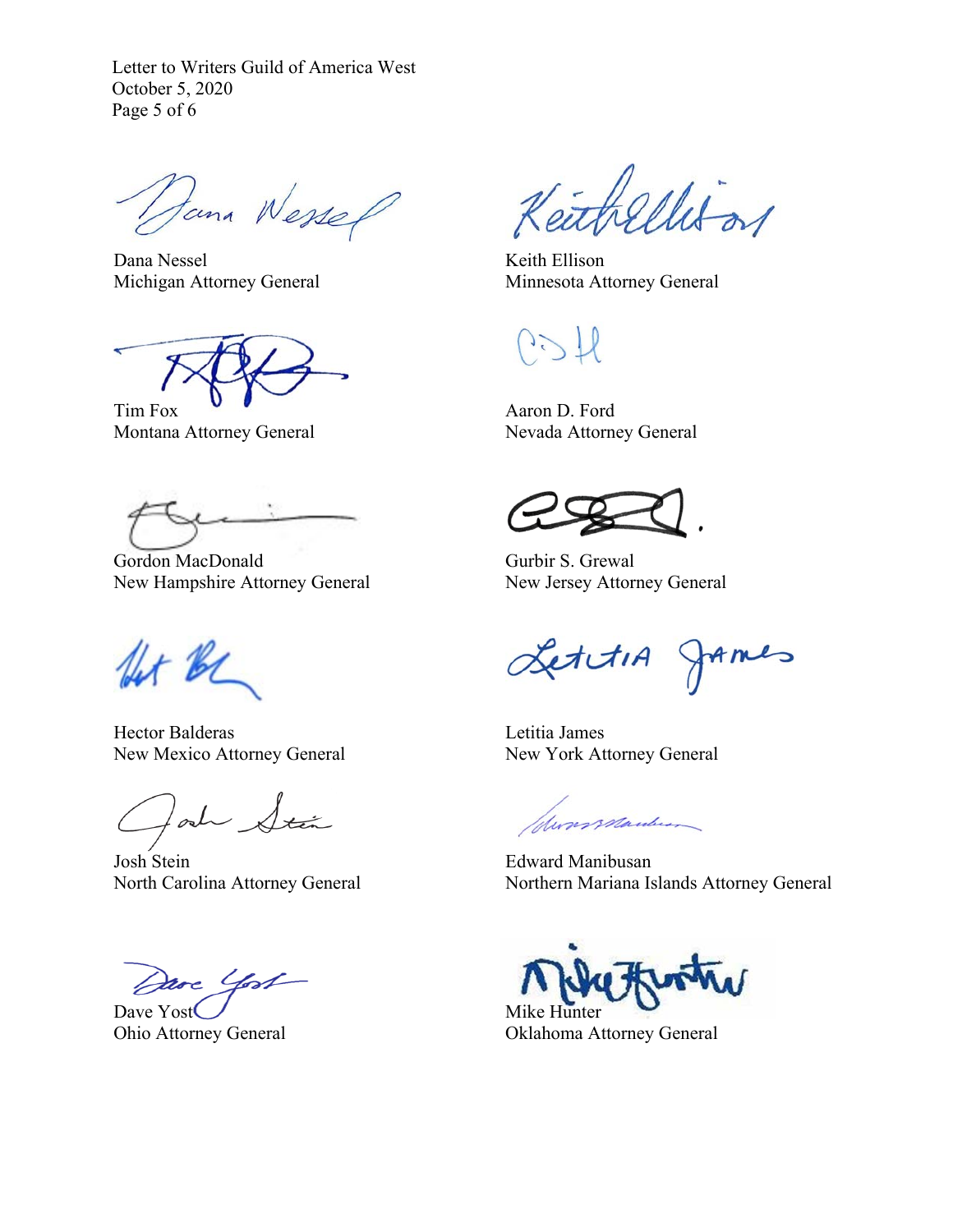Dana Nessel
Michigan Attorney General

Keith Ellison
Minnesota Attorney General

Tim Fox
Montana Attorney General

Aaron D. Ford
Nevada Attorney General

Gordon MacDonald
New Hampshire Attorney General

Gurbir S. Grewal
New Jersey Attorney General

Hector Balderas
New Mexico Attorney General

Letitia James
New York Attorney General

Josh Stein
North Carolina Attorney General

Edward Manibusan
Northern Mariana Islands Attorney General

Dave Yost
Ohio Attorney General

Mike Hunter
Oklahoma Attorney General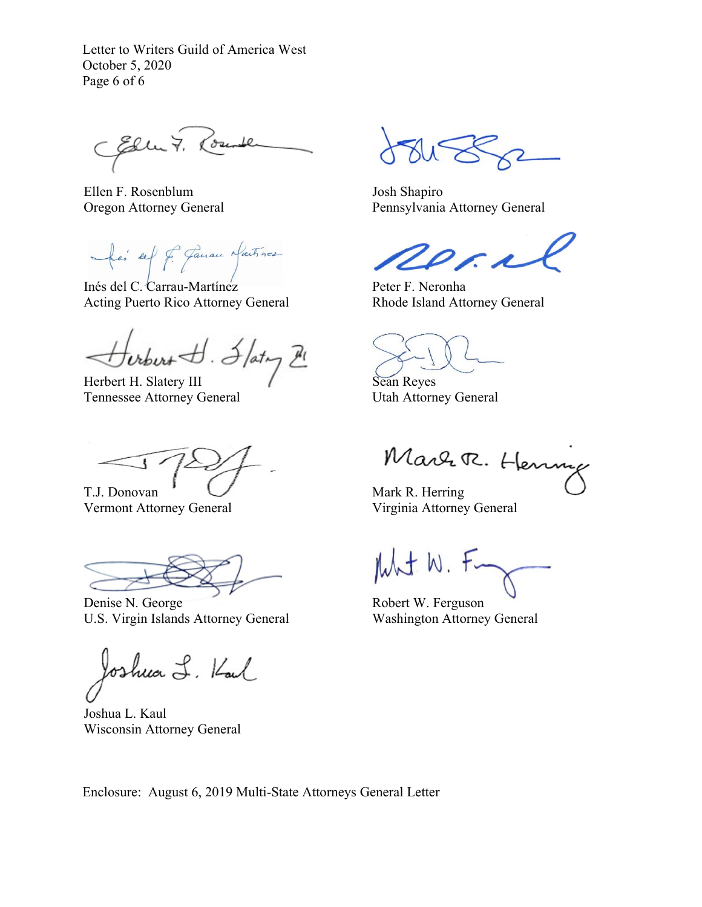Ellen F. Rosenblum
Oregon Attorney General

Josh Shapiro
Pennsylvania Attorney General

Inés del C. Carrau-Martínez
Acting Puerto Rico Attorney General

Peter F. Neronha
Rhode Island Attorney General

Herbert H. Slatery III
Tennessee Attorney General

Sean Reyes
Utah Attorney General

T.J. Donovan
Vermont Attorney General

Mark R. Herring
Virginia Attorney General

Denise N. George
U.S. Virgin Islands Attorney General

Robert W. Ferguson
Washington Attorney General

Joshua L. Kaul
Wisconsin Attorney General

Enclosure: August 6, 2019 Multi-State Attorneys General Letter